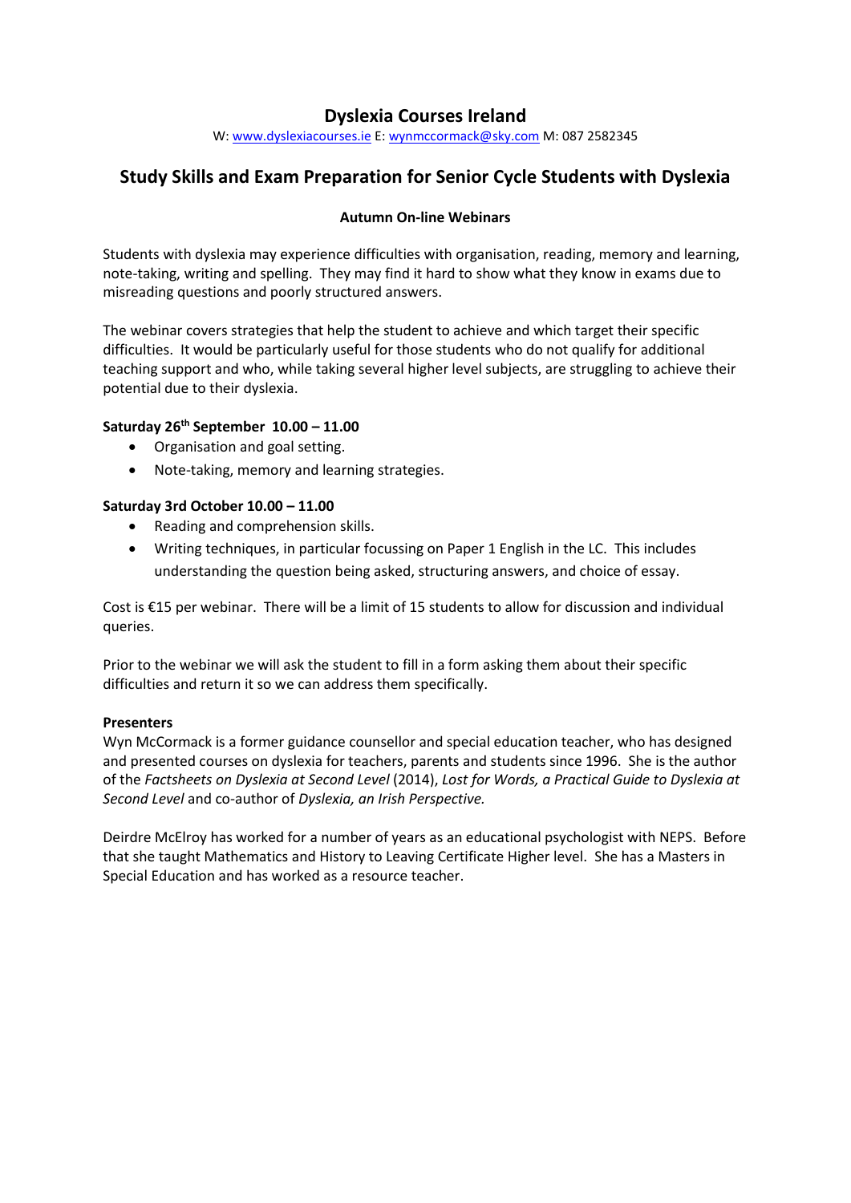# Dyslexia Courses Ireland

W: www.dyslexiacourses.ie E: wynmccormack@sky.com M: 087 2582345

## Study Skills and Exam Preparation for Senior Cycle Students with Dyslexia

### Autumn On-line Webinars

Students with dyslexia may experience difficulties with organisation, reading, memory and learning, note-taking, writing and spelling. They may find it hard to show what they know in exams due to misreading questions and poorly structured answers.

The webinar covers strategies that help the student to achieve and which target their specific difficulties. It would be particularly useful for those students who do not qualify for additional teaching support and who, while taking several higher level subjects, are struggling to achieve their potential due to their dyslexia.

**Saturday 26th September 10.00 – 11.00**

- Organisation and goal setting.
- Note-taking, memory and learning strategies.

**Saturday 3rd October 10.00 – 11.00**

- Reading and comprehension skills.
- Writing techniques, in particular focussing on Paper 1 English in the LC. This includes understanding the question being asked, structuring answers, and choice of essay.

Cost is €15 per webinar. There will be a limit of 15 students to allow for discussion and individual queries.

Prior to the webinar we will ask the student to fill in a form asking them about their specific difficulties and return it so we can address them specifically.

**Presenters**

Wyn McCormack is a former guidance counsellor and special education teacher, who has designed and presented courses on dyslexia for teachers, parents and students since 1996. She is the author of the *Factsheets on Dyslexia at Second Level* (2014), *Lost for Words, a Practical Guide to Dyslexia at Second Level* and co-author of *Dyslexia, an Irish Perspective.*

Deirdre McElroy has worked for a number of years as an educational psychologist with NEPS. Before that she taught Mathematics and History to Leaving Certificate Higher level. She has a Masters in Special Education and has worked as a resource teacher.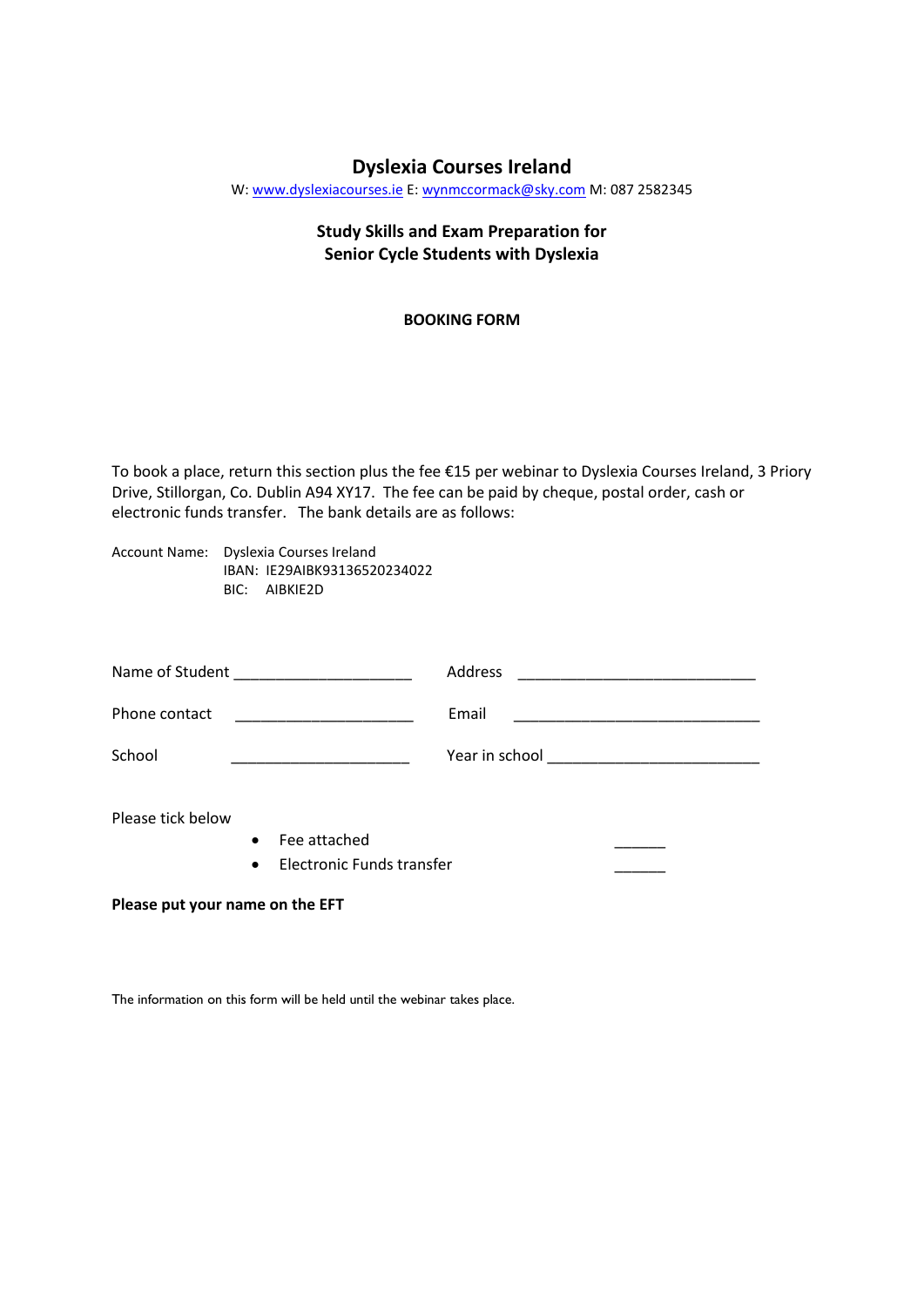# Dyslexia Courses Ireland

W: www.dyslexiacourses.ie E: wynmccormack@sky.com M: 087 2582345

## Study Skills and Exam Preparation for Senior Cycle Students with Dyslexia

**BOOKING FORM**

To book a place, return this section plus the fee €15 per webinar to Dyslexia Courses Ireland, 3 Priory Drive, Stillorgan, Co. Dublin A94 XY17. The fee can be paid by cheque, postal order, cash or electronic funds transfer. The bank details are as follows:

Account Name: Dyslexia Courses Ireland
IBAN: IE29AIBK93136520234022
BIC: AIBKIE2D

Name of Student ____________________ Address ____________________________

Phone contact ____________________ Email ______________________________

School ____________________ Year in school __________________________

Please tick below

- Fee attached ______
- Electronic Funds transfer ______

**Please put your name on the EFT**

The information on this form will be held until the webinar takes place.